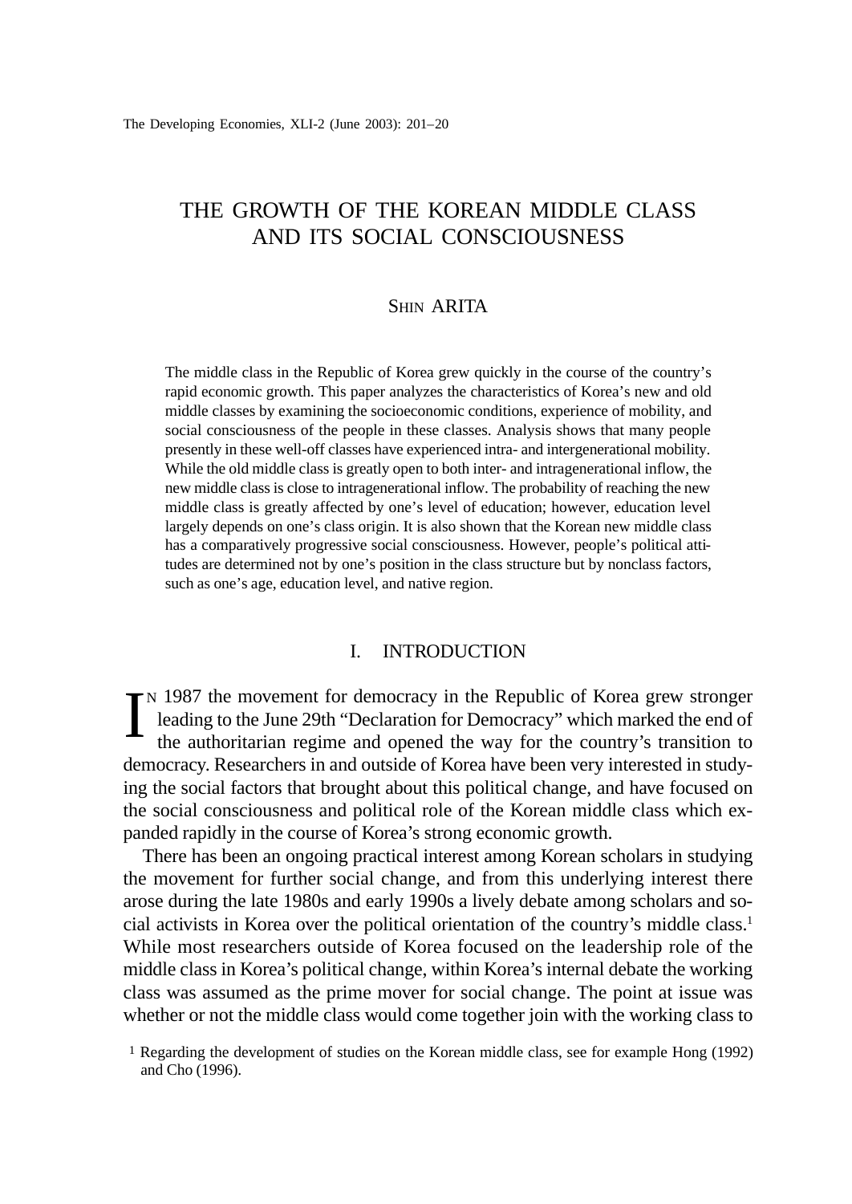# THE GROWTH OF THE KOREAN MIDDLE CLASS AND ITS SOCIAL CONSCIOUSNESS

SHIN ARITA

The middle class in the Republic of Korea grew quickly in the course of the country's rapid economic growth. This paper analyzes the characteristics of Korea's new and old middle classes by examining the socioeconomic conditions, experience of mobility, and social consciousness of the people in these classes. Analysis shows that many people presently in these well-off classes have experienced intra- and intergenerational mobility. While the old middle class is greatly open to both inter- and intragenerational inflow, the new middle class is close to intragenerational inflow. The probability of reaching the new middle class is greatly affected by one's level of education; however, education level largely depends on one's class origin. It is also shown that the Korean new middle class has a comparatively progressive social consciousness. However, people's political attitudes are determined not by one's position in the class structure but by nonclass factors, such as one's age, education level, and native region.

## I. INTRODUCTION

In 1987 the movement for democracy in the Republic of Korea grew stronger leading to the June 29th "Declaration for Democracy" which marked the end of the authoritarian regime and opened the way for the country's transition to democracy. Researchers in and outside of Korea have been very interested in studying the social factors that brought about this political change, and have focused on the social consciousness and political role of the Korean middle class which expanded rapidly in the course of Korea's strong economic growth.

There has been an ongoing practical interest among Korean scholars in studying the movement for further social change, and from this underlying interest there arose during the late 1980s and early 1990s a lively debate among scholars and social activists in Korea over the political orientation of the country's middle class.[1] While most researchers outside of Korea focused on the leadership role of the middle class in Korea's political change, within Korea's internal debate the working class was assumed as the prime mover for social change. The point at issue was whether or not the middle class would come together join with the working class to

[1] Regarding the development of studies on the Korean middle class, see for example Hong (1992) and Cho (1996).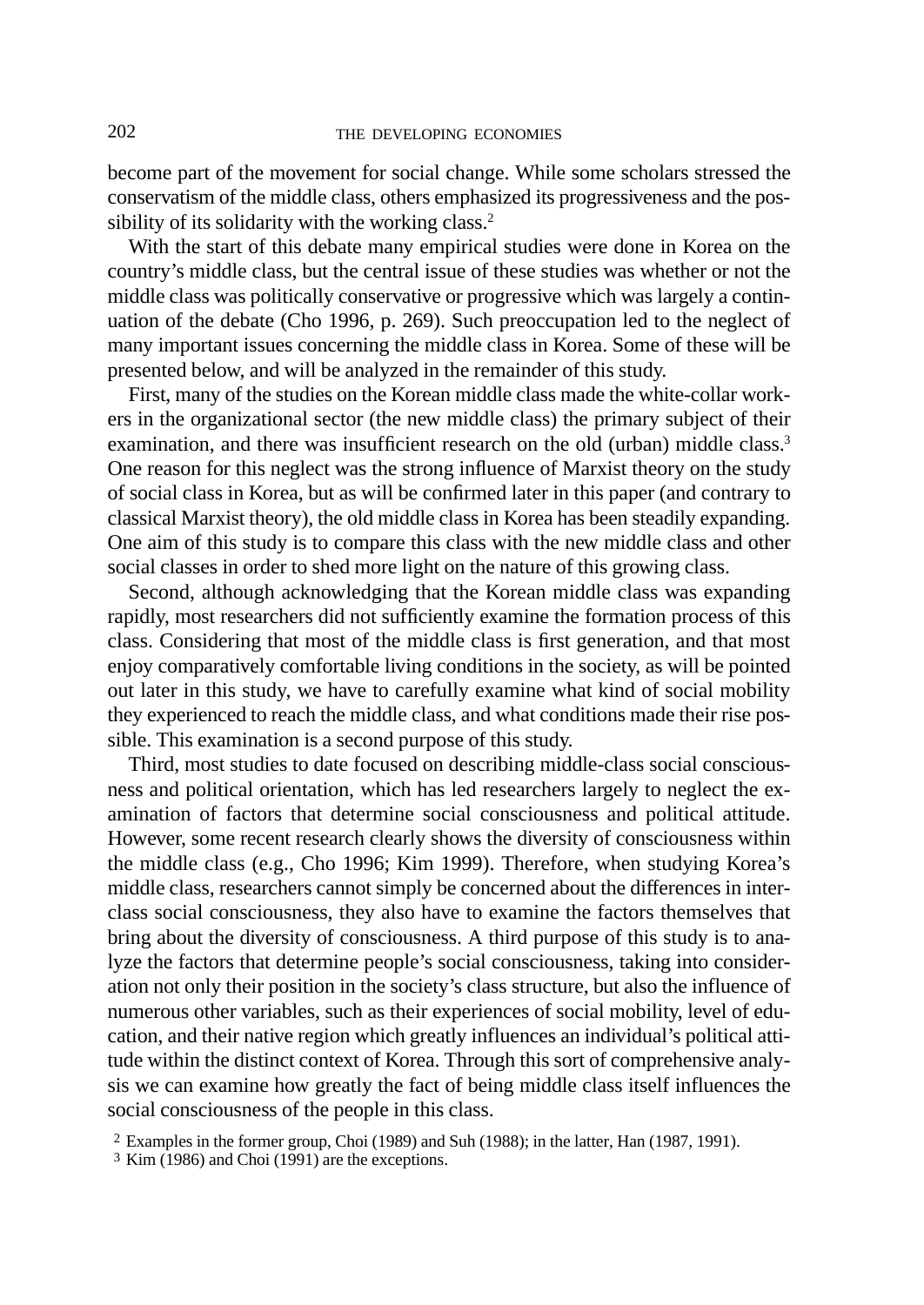become part of the movement for social change. While some scholars stressed the conservatism of the middle class, others emphasized its progressiveness and the possibility of its solidarity with the working class.[2]

With the start of this debate many empirical studies were done in Korea on the country's middle class, but the central issue of these studies was whether or not the middle class was politically conservative or progressive which was largely a continuation of the debate (Cho 1996, p. 269). Such preoccupation led to the neglect of many important issues concerning the middle class in Korea. Some of these will be presented below, and will be analyzed in the remainder of this study.

First, many of the studies on the Korean middle class made the white-collar workers in the organizational sector (the new middle class) the primary subject of their examination, and there was insufficient research on the old (urban) middle class.[3] One reason for this neglect was the strong influence of Marxist theory on the study of social class in Korea, but as will be confirmed later in this paper (and contrary to classical Marxist theory), the old middle class in Korea has been steadily expanding. One aim of this study is to compare this class with the new middle class and other social classes in order to shed more light on the nature of this growing class.

Second, although acknowledging that the Korean middle class was expanding rapidly, most researchers did not sufficiently examine the formation process of this class. Considering that most of the middle class is first generation, and that most enjoy comparatively comfortable living conditions in the society, as will be pointed out later in this study, we have to carefully examine what kind of social mobility they experienced to reach the middle class, and what conditions made their rise possible. This examination is a second purpose of this study.

Third, most studies to date focused on describing middle-class social consciousness and political orientation, which has led researchers largely to neglect the examination of factors that determine social consciousness and political attitude. However, some recent research clearly shows the diversity of consciousness within the middle class (e.g., Cho 1996; Kim 1999). Therefore, when studying Korea's middle class, researchers cannot simply be concerned about the differences in interclass social consciousness, they also have to examine the factors themselves that bring about the diversity of consciousness. A third purpose of this study is to analyze the factors that determine people's social consciousness, taking into consideration not only their position in the society's class structure, but also the influence of numerous other variables, such as their experiences of social mobility, level of education, and their native region which greatly influences an individual's political attitude within the distinct context of Korea. Through this sort of comprehensive analysis we can examine how greatly the fact of being middle class itself influences the social consciousness of the people in this class.

[2] Examples in the former group, Choi (1989) and Suh (1988); in the latter, Han (1987, 1991).

[3] Kim (1986) and Choi (1991) are the exceptions.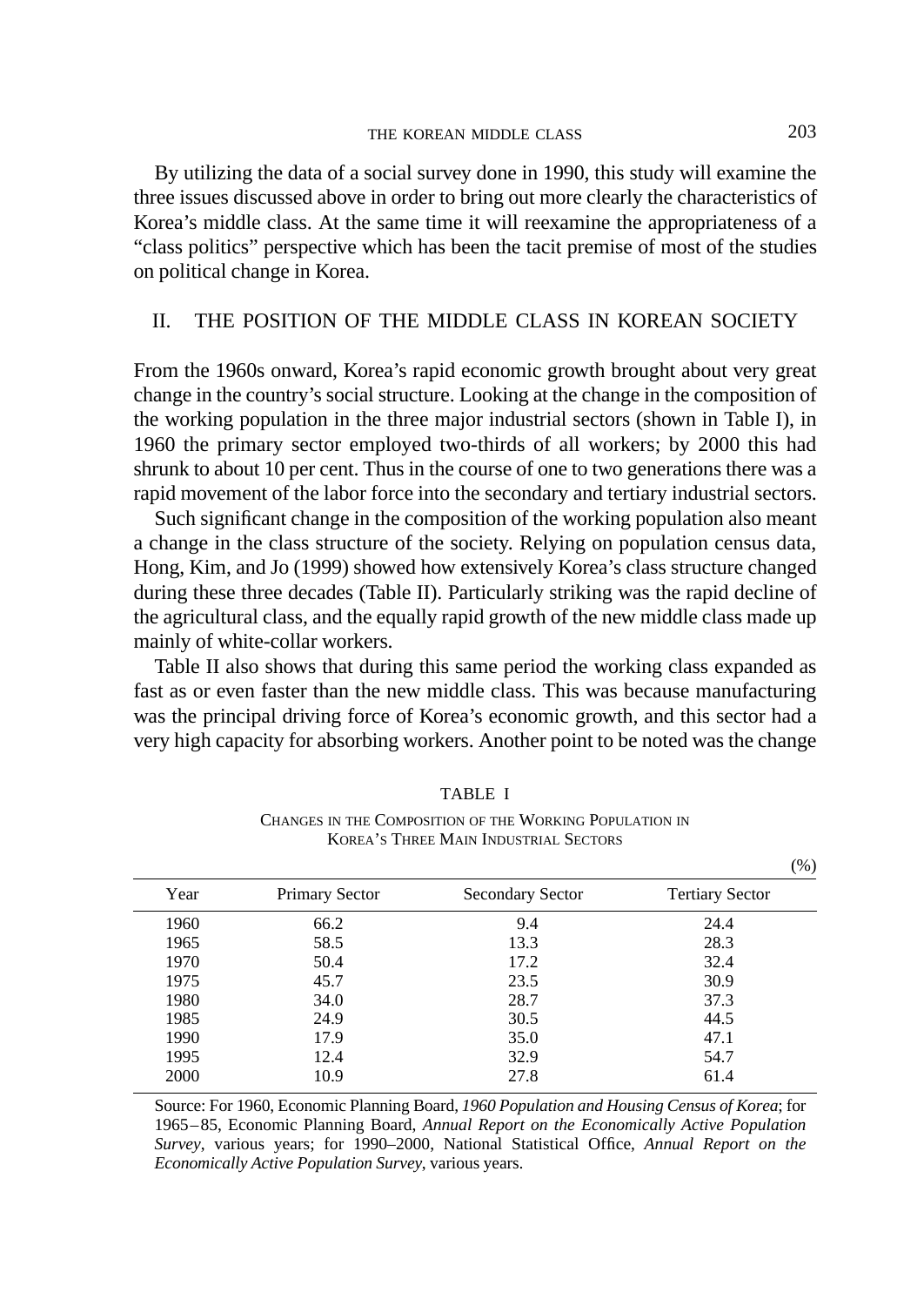By utilizing the data of a social survey done in 1990, this study will examine the three issues discussed above in order to bring out more clearly the characteristics of Korea's middle class. At the same time it will reexamine the appropriateness of a "class politics" perspective which has been the tacit premise of most of the studies on political change in Korea.

## II. THE POSITION OF THE MIDDLE CLASS IN KOREAN SOCIETY

From the 1960s onward, Korea's rapid economic growth brought about very great change in the country's social structure. Looking at the change in the composition of the working population in the three major industrial sectors (shown in Table I), in 1960 the primary sector employed two-thirds of all workers; by 2000 this had shrunk to about 10 per cent. Thus in the course of one to two generations there was a rapid movement of the labor force into the secondary and tertiary industrial sectors.

Such significant change in the composition of the working population also meant a change in the class structure of the society. Relying on population census data, Hong, Kim, and Jo (1999) showed how extensively Korea's class structure changed during these three decades (Table II). Particularly striking was the rapid decline of the agricultural class, and the equally rapid growth of the new middle class made up mainly of white-collar workers.

Table II also shows that during this same period the working class expanded as fast as or even faster than the new middle class. This was because manufacturing was the principal driving force of Korea's economic growth, and this sector had a very high capacity for absorbing workers. Another point to be noted was the change

TABLE I

CHANGES IN THE COMPOSITION OF THE WORKING POPULATION IN KOREA'S THREE MAIN INDUSTRIAL SECTORS

(%)

| Year | Primary Sector | Secondary Sector | Tertiary Sector |
|---|---|---|---|
| 1960 | 66.2 | 9.4 | 24.4 |
| 1965 | 58.5 | 13.3 | 28.3 |
| 1970 | 50.4 | 17.2 | 32.4 |
| 1975 | 45.7 | 23.5 | 30.9 |
| 1980 | 34.0 | 28.7 | 37.3 |
| 1985 | 24.9 | 30.5 | 44.5 |
| 1990 | 17.9 | 35.0 | 47.1 |
| 1995 | 12.4 | 32.9 | 54.7 |
| 2000 | 10.9 | 27.8 | 61.4 |

Source: For 1960, Economic Planning Board, *1960 Population and Housing Census of Korea*; for 1965–85, Economic Planning Board, *Annual Report on the Economically Active Population Survey*, various years; for 1990–2000, National Statistical Office, *Annual Report on the Economically Active Population Survey*, various years.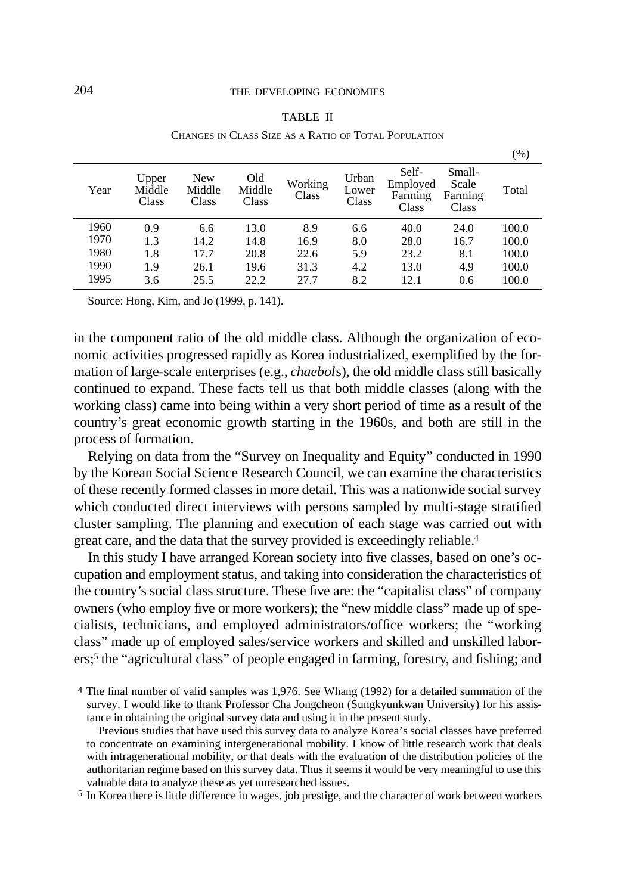TABLE II

CHANGES IN CLASS SIZE AS A RATIO OF TOTAL POPULATION

(%)

| Year | Upper Middle Class | New Middle Class | Old Middle Class | Working Class | Urban Lower Class | Self-Employed Farming Class | Small-Scale Farming Class | Total |
|---|---|---|---|---|---|---|---|---|
| 1960 | 0.9 | 6.6 | 13.0 | 8.9 | 6.6 | 40.0 | 24.0 | 100.0 |
| 1970 | 1.3 | 14.2 | 14.8 | 16.9 | 8.0 | 28.0 | 16.7 | 100.0 |
| 1980 | 1.8 | 17.7 | 20.8 | 22.6 | 5.9 | 23.2 | 8.1 | 100.0 |
| 1990 | 1.9 | 26.1 | 19.6 | 31.3 | 4.2 | 13.0 | 4.9 | 100.0 |
| 1995 | 3.6 | 25.5 | 22.2 | 27.7 | 8.2 | 12.1 | 0.6 | 100.0 |

Source: Hong, Kim, and Jo (1999, p. 141).

in the component ratio of the old middle class. Although the organization of economic activities progressed rapidly as Korea industrialized, exemplified by the formation of large-scale enterprises (e.g., *chaebol*s), the old middle class still basically continued to expand. These facts tell us that both middle classes (along with the working class) came into being within a very short period of time as a result of the country's great economic growth starting in the 1960s, and both are still in the process of formation.

Relying on data from the "Survey on Inequality and Equity" conducted in 1990 by the Korean Social Science Research Council, we can examine the characteristics of these recently formed classes in more detail. This was a nationwide social survey which conducted direct interviews with persons sampled by multi-stage stratified cluster sampling. The planning and execution of each stage was carried out with great care, and the data that the survey provided is exceedingly reliable.[4]

In this study I have arranged Korean society into five classes, based on one's occupation and employment status, and taking into consideration the characteristics of the country's social class structure. These five are: the "capitalist class" of company owners (who employ five or more workers); the "new middle class" made up of specialists, technicians, and employed administrators/office workers; the "working class" made up of employed sales/service workers and skilled and unskilled laborers;[5] the "agricultural class" of people engaged in farming, forestry, and fishing; and

[4] The final number of valid samples was 1,976. See Whang (1992) for a detailed summation of the survey. I would like to thank Professor Cha Jongcheon (Sungkyunkwan University) for his assistance in obtaining the original survey data and using it in the present study.

Previous studies that have used this survey data to analyze Korea's social classes have preferred to concentrate on examining intergenerational mobility. I know of little research work that deals with intragenerational mobility, or that deals with the evaluation of the distribution policies of the authoritarian regime based on this survey data. Thus it seems it would be very meaningful to use this valuable data to analyze these as yet unresearched issues.

[5] In Korea there is little difference in wages, job prestige, and the character of work between workers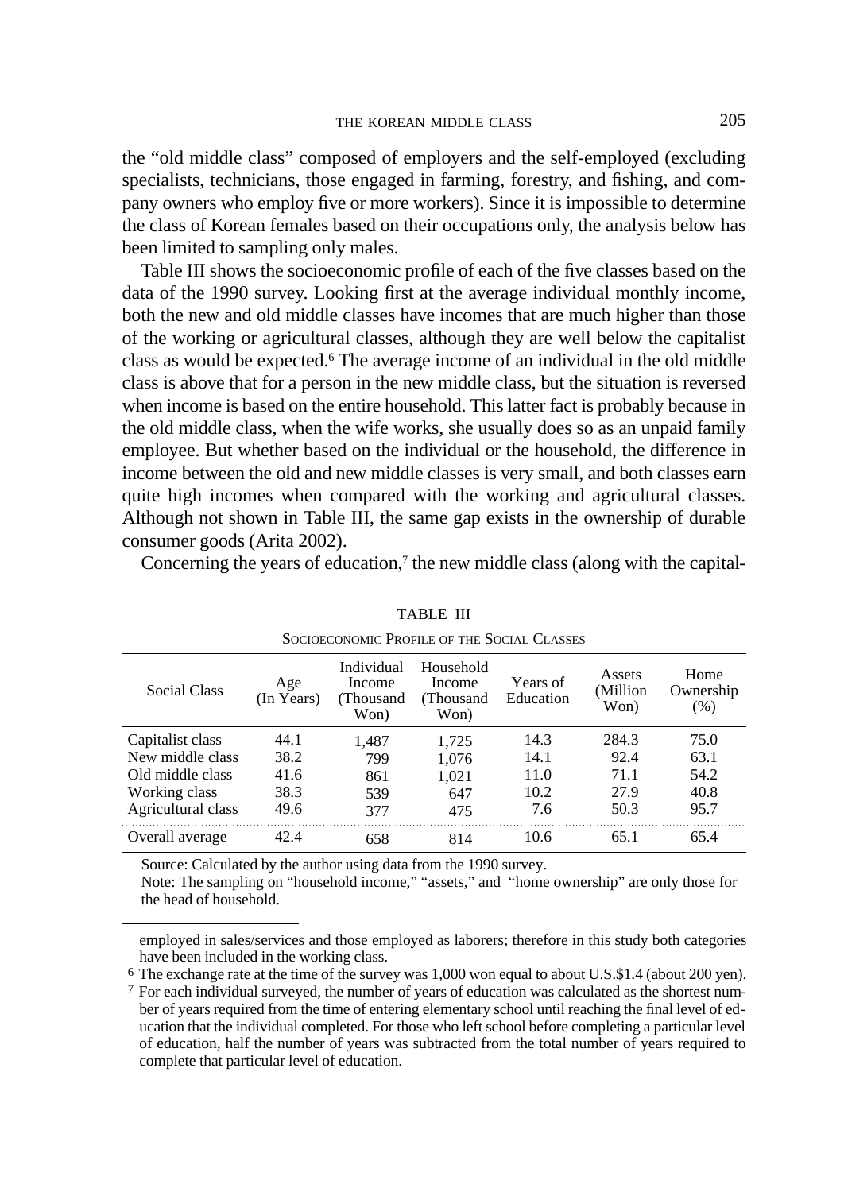the "old middle class" composed of employers and the self-employed (excluding specialists, technicians, those engaged in farming, forestry, and fishing, and company owners who employ five or more workers). Since it is impossible to determine the class of Korean females based on their occupations only, the analysis below has been limited to sampling only males.

Table III shows the socioeconomic profile of each of the five classes based on the data of the 1990 survey. Looking first at the average individual monthly income, both the new and old middle classes have incomes that are much higher than those of the working or agricultural classes, although they are well below the capitalist class as would be expected.[6] The average income of an individual in the old middle class is above that for a person in the new middle class, but the situation is reversed when income is based on the entire household. This latter fact is probably because in the old middle class, when the wife works, she usually does so as an unpaid family employee. But whether based on the individual or the household, the difference in income between the old and new middle classes is very small, and both classes earn quite high incomes when compared with the working and agricultural classes. Although not shown in Table III, the same gap exists in the ownership of durable consumer goods (Arita 2002).

Concerning the years of education,[7] the new middle class (along with the capital-

TABLE III

SOCIOECONOMIC PROFILE OF THE SOCIAL CLASSES

| Social Class | Age (In Years) | Individual Income (Thousand Won) | Household Income (Thousand Won) | Years of Education | Assets (Million Won) | Home Ownership (%) |
|---|---|---|---|---|---|---|
| Capitalist class | 44.1 | 1,487 | 1,725 | 14.3 | 284.3 | 75.0 |
| New middle class | 38.2 | 799 | 1,076 | 14.1 | 92.4 | 63.1 |
| Old middle class | 41.6 | 861 | 1,021 | 11.0 | 71.1 | 54.2 |
| Working class | 38.3 | 539 | 647 | 10.2 | 27.9 | 40.8 |
| Agricultural class | 49.6 | 377 | 475 | 7.6 | 50.3 | 95.7 |
| Overall average | 42.4 | 658 | 814 | 10.6 | 65.1 | 65.4 |

Source: Calculated by the author using data from the 1990 survey.
Note: The sampling on "household income," "assets," and "home ownership" are only those for the head of household.

employed in sales/services and those employed as laborers; therefore in this study both categories have been included in the working class.

[6] The exchange rate at the time of the survey was 1,000 won equal to about U.S.$1.4 (about 200 yen).

[7] For each individual surveyed, the number of years of education was calculated as the shortest number of years required from the time of entering elementary school until reaching the final level of education that the individual completed. For those who left school before completing a particular level of education, half the number of years was subtracted from the total number of years required to complete that particular level of education.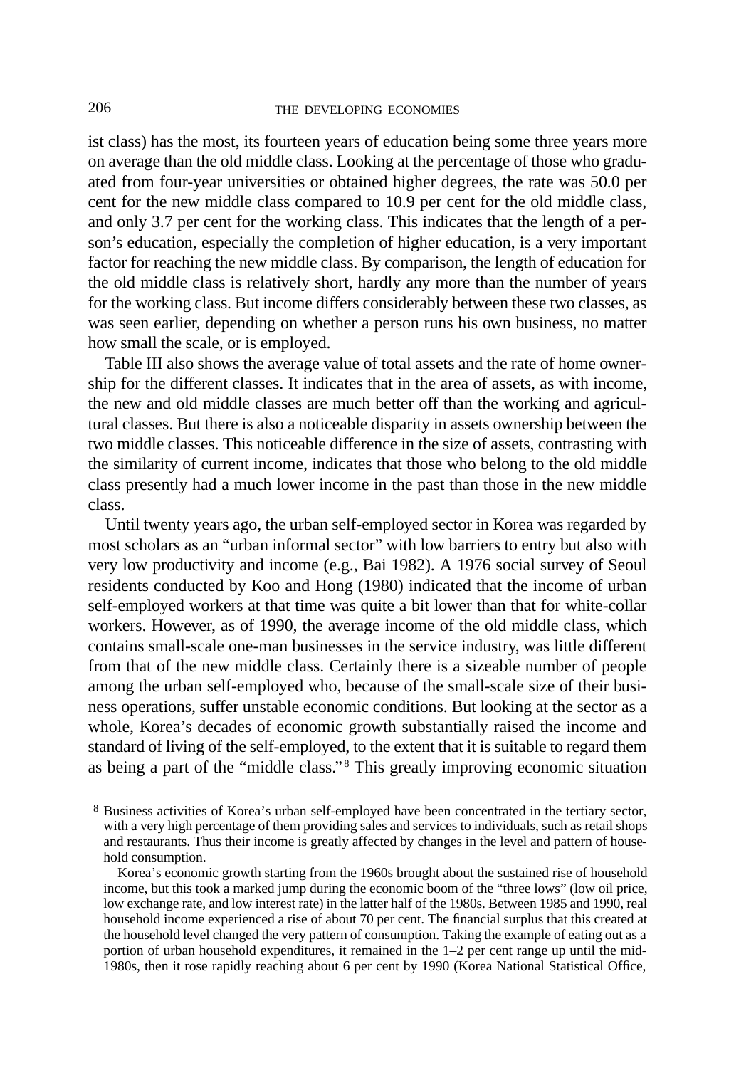ist class) has the most, its fourteen years of education being some three years more on average than the old middle class. Looking at the percentage of those who graduated from four-year universities or obtained higher degrees, the rate was 50.0 per cent for the new middle class compared to 10.9 per cent for the old middle class, and only 3.7 per cent for the working class. This indicates that the length of a person's education, especially the completion of higher education, is a very important factor for reaching the new middle class. By comparison, the length of education for the old middle class is relatively short, hardly any more than the number of years for the working class. But income differs considerably between these two classes, as was seen earlier, depending on whether a person runs his own business, no matter how small the scale, or is employed.

Table III also shows the average value of total assets and the rate of home ownership for the different classes. It indicates that in the area of assets, as with income, the new and old middle classes are much better off than the working and agricultural classes. But there is also a noticeable disparity in assets ownership between the two middle classes. This noticeable difference in the size of assets, contrasting with the similarity of current income, indicates that those who belong to the old middle class presently had a much lower income in the past than those in the new middle class.

Until twenty years ago, the urban self-employed sector in Korea was regarded by most scholars as an "urban informal sector" with low barriers to entry but also with very low productivity and income (e.g., Bai 1982). A 1976 social survey of Seoul residents conducted by Koo and Hong (1980) indicated that the income of urban self-employed workers at that time was quite a bit lower than that for white-collar workers. However, as of 1990, the average income of the old middle class, which contains small-scale one-man businesses in the service industry, was little different from that of the new middle class. Certainly there is a sizeable number of people among the urban self-employed who, because of the small-scale size of their business operations, suffer unstable economic conditions. But looking at the sector as a whole, Korea's decades of economic growth substantially raised the income and standard of living of the self-employed, to the extent that it is suitable to regard them as being a part of the "middle class."[8] This greatly improving economic situation

[8] Business activities of Korea's urban self-employed have been concentrated in the tertiary sector, with a very high percentage of them providing sales and services to individuals, such as retail shops and restaurants. Thus their income is greatly affected by changes in the level and pattern of household consumption.

Korea's economic growth starting from the 1960s brought about the sustained rise of household income, but this took a marked jump during the economic boom of the "three lows" (low oil price, low exchange rate, and low interest rate) in the latter half of the 1980s. Between 1985 and 1990, real household income experienced a rise of about 70 per cent. The financial surplus that this created at the household level changed the very pattern of consumption. Taking the example of eating out as a portion of urban household expenditures, it remained in the 1–2 per cent range up until the mid-1980s, then it rose rapidly reaching about 6 per cent by 1990 (Korea National Statistical Office,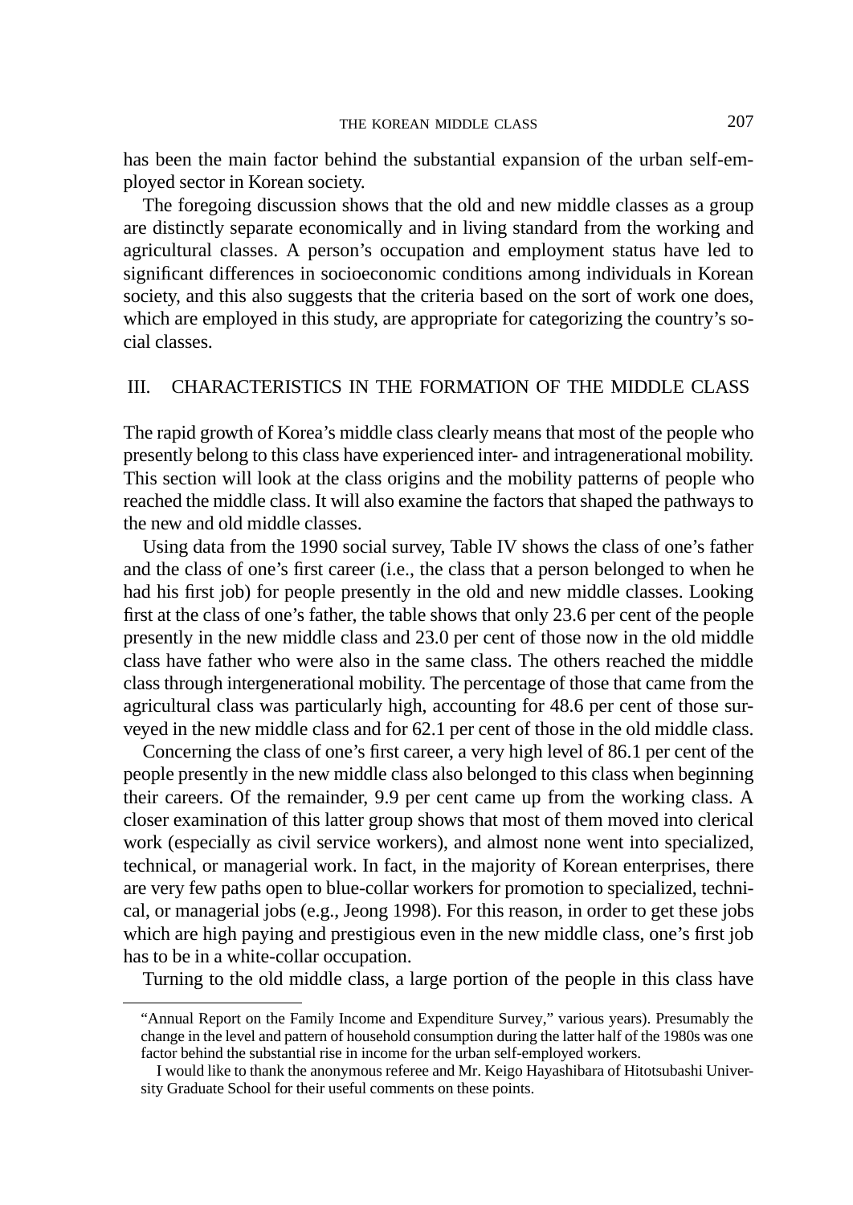has been the main factor behind the substantial expansion of the urban self-employed sector in Korean society.

The foregoing discussion shows that the old and new middle classes as a group are distinctly separate economically and in living standard from the working and agricultural classes. A person's occupation and employment status have led to significant differences in socioeconomic conditions among individuals in Korean society, and this also suggests that the criteria based on the sort of work one does, which are employed in this study, are appropriate for categorizing the country's social classes.

## III. CHARACTERISTICS IN THE FORMATION OF THE MIDDLE CLASS

The rapid growth of Korea's middle class clearly means that most of the people who presently belong to this class have experienced inter- and intragenerational mobility. This section will look at the class origins and the mobility patterns of people who reached the middle class. It will also examine the factors that shaped the pathways to the new and old middle classes.

Using data from the 1990 social survey, Table IV shows the class of one's father and the class of one's first career (i.e., the class that a person belonged to when he had his first job) for people presently in the old and new middle classes. Looking first at the class of one's father, the table shows that only 23.6 per cent of the people presently in the new middle class and 23.0 per cent of those now in the old middle class have father who were also in the same class. The others reached the middle class through intergenerational mobility. The percentage of those that came from the agricultural class was particularly high, accounting for 48.6 per cent of those surveyed in the new middle class and for 62.1 per cent of those in the old middle class.

Concerning the class of one's first career, a very high level of 86.1 per cent of the people presently in the new middle class also belonged to this class when beginning their careers. Of the remainder, 9.9 per cent came up from the working class. A closer examination of this latter group shows that most of them moved into clerical work (especially as civil service workers), and almost none went into specialized, technical, or managerial work. In fact, in the majority of Korean enterprises, there are very few paths open to blue-collar workers for promotion to specialized, technical, or managerial jobs (e.g., Jeong 1998). For this reason, in order to get these jobs which are high paying and prestigious even in the new middle class, one's first job has to be in a white-collar occupation.

Turning to the old middle class, a large portion of the people in this class have

---

"Annual Report on the Family Income and Expenditure Survey," various years). Presumably the change in the level and pattern of household consumption during the latter half of the 1980s was one factor behind the substantial rise in income for the urban self-employed workers.

I would like to thank the anonymous referee and Mr. Keigo Hayashibara of Hitotsubashi University Graduate School for their useful comments on these points.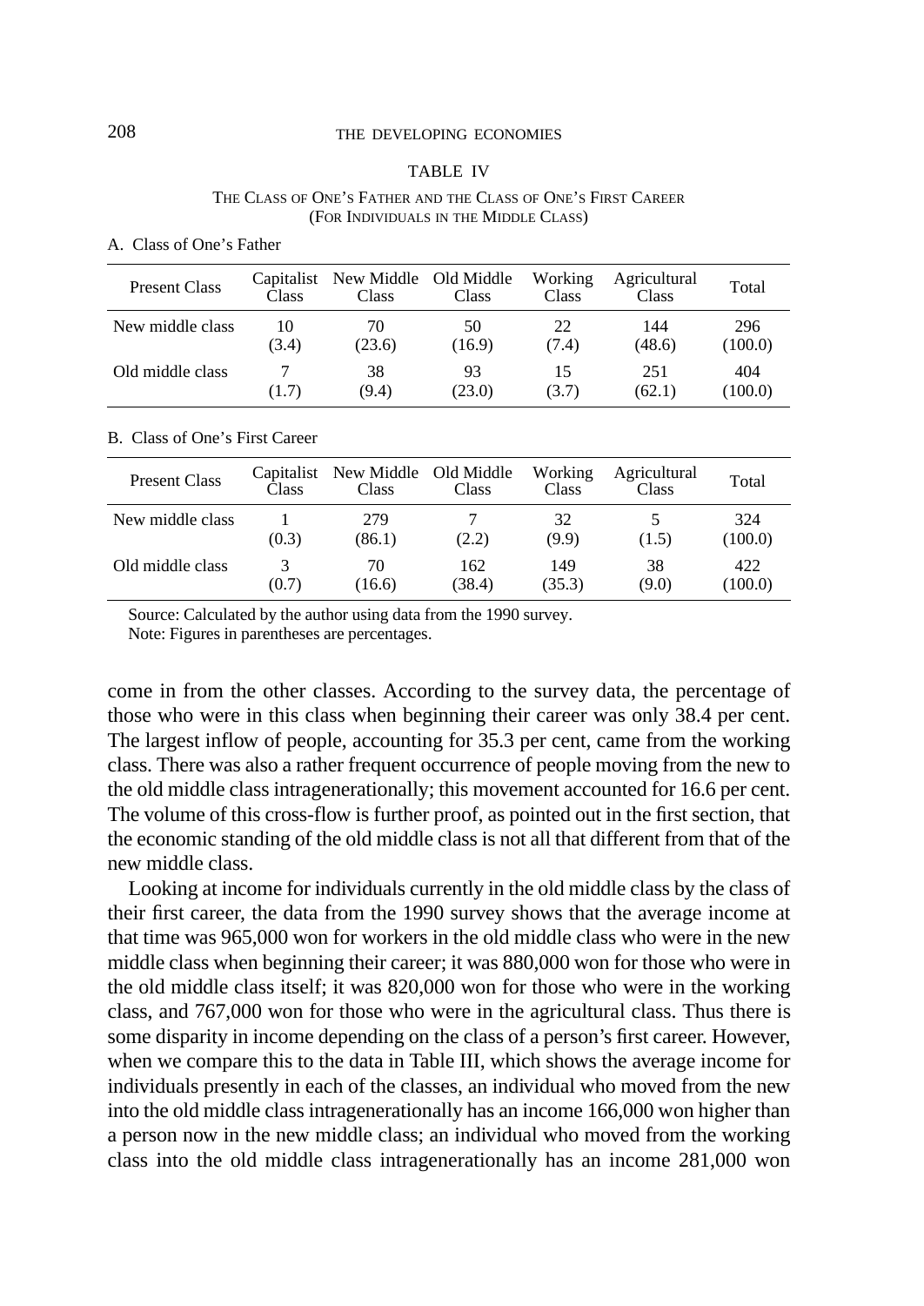TABLE IV

THE CLASS OF ONE'S FATHER AND THE CLASS OF ONE'S FIRST CAREER (FOR INDIVIDUALS IN THE MIDDLE CLASS)

A. Class of One's Father

| Present Class | Capitalist Class | New Middle Class | Old Middle Class | Working Class | Agricultural Class | Total |
|---|---|---|---|---|---|---|
| New middle class | 10 (3.4) | 70 (23.6) | 50 (16.9) | 22 (7.4) | 144 (48.6) | 296 (100.0) |
| Old middle class | 7 (1.7) | 38 (9.4) | 93 (23.0) | 15 (3.7) | 251 (62.1) | 404 (100.0) |

B. Class of One's First Career

| Present Class | Capitalist Class | New Middle Class | Old Middle Class | Working Class | Agricultural Class | Total |
|---|---|---|---|---|---|---|
| New middle class | 1 (0.3) | 279 (86.1) | 7 (2.2) | 32 (9.9) | 5 (1.5) | 324 (100.0) |
| Old middle class | 3 (0.7) | 70 (16.6) | 162 (38.4) | 149 (35.3) | 38 (9.0) | 422 (100.0) |

Source: Calculated by the author using data from the 1990 survey.
Note: Figures in parentheses are percentages.

come in from the other classes. According to the survey data, the percentage of those who were in this class when beginning their career was only 38.4 per cent. The largest inflow of people, accounting for 35.3 per cent, came from the working class. There was also a rather frequent occurrence of people moving from the new to the old middle class intragenerationally; this movement accounted for 16.6 per cent. The volume of this cross-flow is further proof, as pointed out in the first section, that the economic standing of the old middle class is not all that different from that of the new middle class.

Looking at income for individuals currently in the old middle class by the class of their first career, the data from the 1990 survey shows that the average income at that time was 965,000 won for workers in the old middle class who were in the new middle class when beginning their career; it was 880,000 won for those who were in the old middle class itself; it was 820,000 won for those who were in the working class, and 767,000 won for those who were in the agricultural class. Thus there is some disparity in income depending on the class of a person's first career. However, when we compare this to the data in Table III, which shows the average income for individuals presently in each of the classes, an individual who moved from the new into the old middle class intragenerationally has an income 166,000 won higher than a person now in the new middle class; an individual who moved from the working class into the old middle class intragenerationally has an income 281,000 won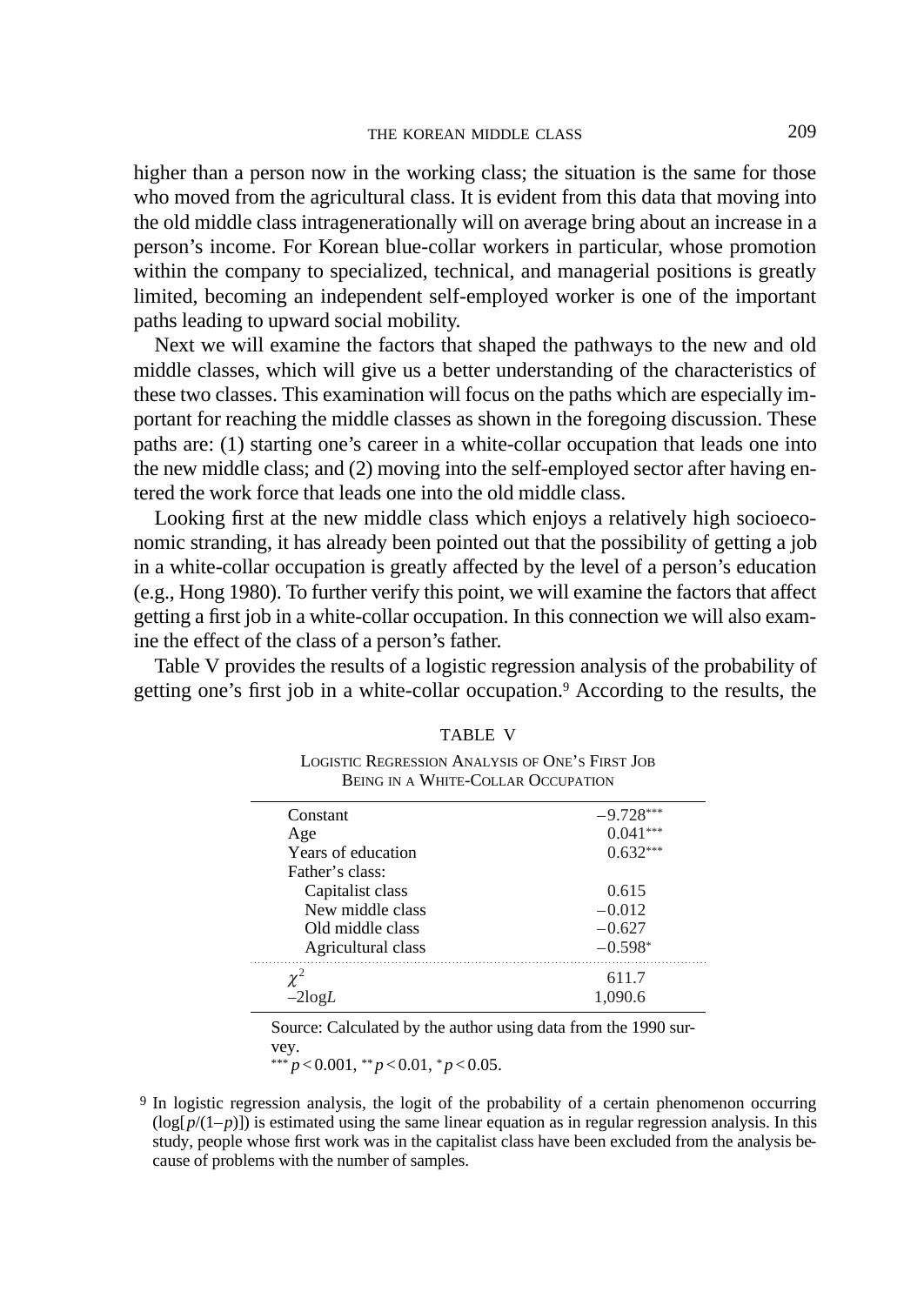higher than a person now in the working class; the situation is the same for those who moved from the agricultural class. It is evident from this data that moving into the old middle class intragenerationally will on average bring about an increase in a person's income. For Korean blue-collar workers in particular, whose promotion within the company to specialized, technical, and managerial positions is greatly limited, becoming an independent self-employed worker is one of the important paths leading to upward social mobility.

Next we will examine the factors that shaped the pathways to the new and old middle classes, which will give us a better understanding of the characteristics of these two classes. This examination will focus on the paths which are especially important for reaching the middle classes as shown in the foregoing discussion. These paths are: (1) starting one's career in a white-collar occupation that leads one into the new middle class; and (2) moving into the self-employed sector after having entered the work force that leads one into the old middle class.

Looking first at the new middle class which enjoys a relatively high socioeconomic stranding, it has already been pointed out that the possibility of getting a job in a white-collar occupation is greatly affected by the level of a person's education (e.g., Hong 1980). To further verify this point, we will examine the factors that affect getting a first job in a white-collar occupation. In this connection we will also examine the effect of the class of a person's father.

Table V provides the results of a logistic regression analysis of the probability of getting one's first job in a white-collar occupation.[9] According to the results, the

TABLE V

LOGISTIC REGRESSION ANALYSIS OF ONE'S FIRST JOB BEING IN A WHITE-COLLAR OCCUPATION

| | |
|---|---|
| Constant | $-9.728^{***}$ |
| Age | $0.041^{***}$ |
| Years of education | $0.632^{***}$ |
| Father's class: | |
| Capitalist class | 0.615 |
| New middle class | $-0.012$ |
| Old middle class | $-0.627$ |
| Agricultural class | $-0.598^{*}$ |
| $\chi^2$ | 611.7 |
| $-2\log L$ | 1,090.6 |

Source: Calculated by the author using data from the 1990 survey.
$^{***}p < 0.001$, $^{**}p < 0.01$, $^{*}p < 0.05$.

[9] In logistic regression analysis, the logit of the probability of a certain phenomenon occurring ($\log[p/(1-p)]$) is estimated using the same linear equation as in regular regression analysis. In this study, people whose first work was in the capitalist class have been excluded from the analysis because of problems with the number of samples.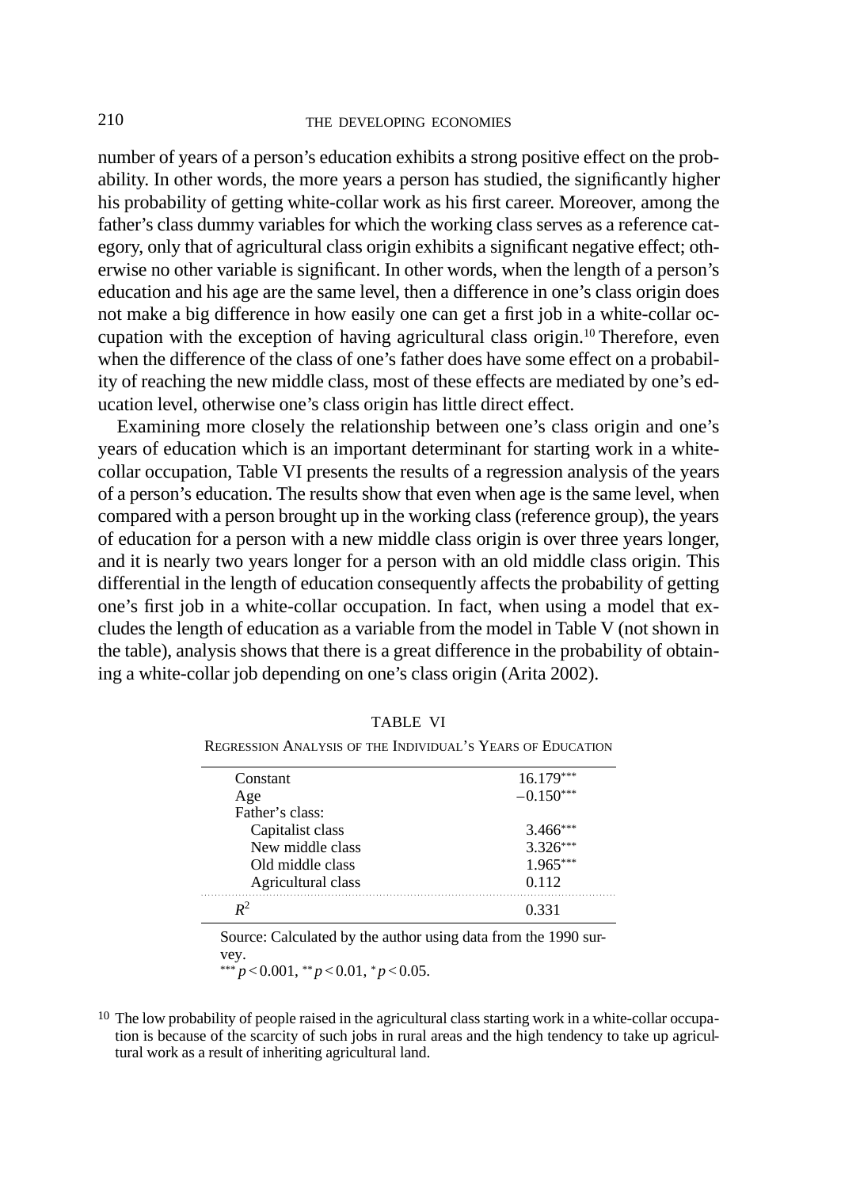number of years of a person's education exhibits a strong positive effect on the probability. In other words, the more years a person has studied, the significantly higher his probability of getting white-collar work as his first career. Moreover, among the father's class dummy variables for which the working class serves as a reference category, only that of agricultural class origin exhibits a significant negative effect; otherwise no other variable is significant. In other words, when the length of a person's education and his age are the same level, then a difference in one's class origin does not make a big difference in how easily one can get a first job in a white-collar occupation with the exception of having agricultural class origin.[10] Therefore, even when the difference of the class of one's father does have some effect on a probability of reaching the new middle class, most of these effects are mediated by one's education level, otherwise one's class origin has little direct effect.

Examining more closely the relationship between one's class origin and one's years of education which is an important determinant for starting work in a white-collar occupation, Table VI presents the results of a regression analysis of the years of a person's education. The results show that even when age is the same level, when compared with a person brought up in the working class (reference group), the years of education for a person with a new middle class origin is over three years longer, and it is nearly two years longer for a person with an old middle class origin. This differential in the length of education consequently affects the probability of getting one's first job in a white-collar occupation. In fact, when using a model that excludes the length of education as a variable from the model in Table V (not shown in the table), analysis shows that there is a great difference in the probability of obtaining a white-collar job depending on one's class origin (Arita 2002).

TABLE VI

Regression Analysis of the Individual's Years of Education

| | |
|---|---|
| Constant | 16.179*** |
| Age | −0.150*** |
| Father's class: | |
| Capitalist class | 3.466*** |
| New middle class | 3.326*** |
| Old middle class | 1.965*** |
| Agricultural class | 0.112 |
| $R^2$ | 0.331 |

Source: Calculated by the author using data from the 1990 survey.
*** $p < 0.001$, ** $p < 0.01$, * $p < 0.05$.

[10] The low probability of people raised in the agricultural class starting work in a white-collar occupation is because of the scarcity of such jobs in rural areas and the high tendency to take up agricultural work as a result of inheriting agricultural land.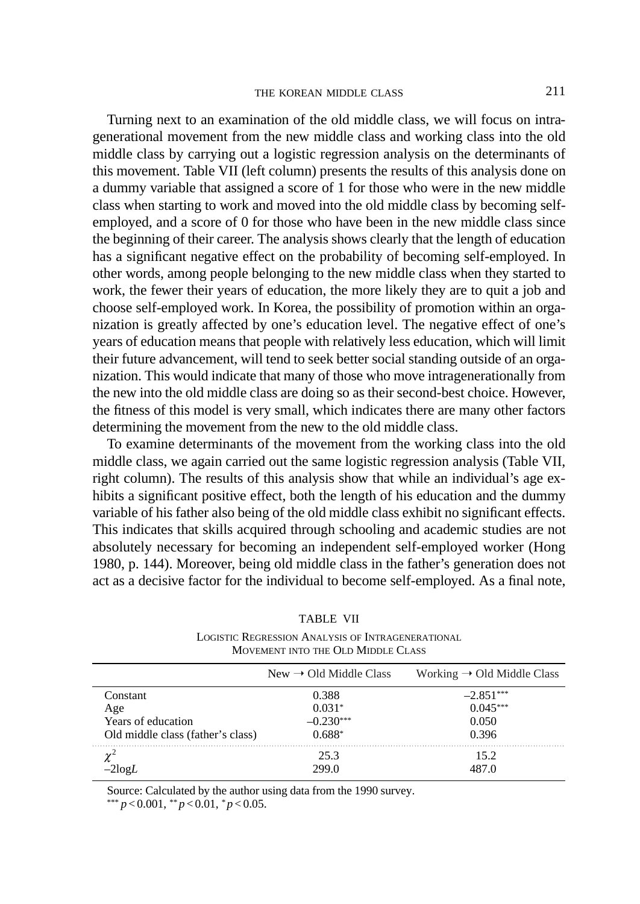Turning next to an examination of the old middle class, we will focus on intragenerational movement from the new middle class and working class into the old middle class by carrying out a logistic regression analysis on the determinants of this movement. Table VII (left column) presents the results of this analysis done on a dummy variable that assigned a score of 1 for those who were in the new middle class when starting to work and moved into the old middle class by becoming self-employed, and a score of 0 for those who have been in the new middle class since the beginning of their career. The analysis shows clearly that the length of education has a significant negative effect on the probability of becoming self-employed. In other words, among people belonging to the new middle class when they started to work, the fewer their years of education, the more likely they are to quit a job and choose self-employed work. In Korea, the possibility of promotion within an organization is greatly affected by one's education level. The negative effect of one's years of education means that people with relatively less education, which will limit their future advancement, will tend to seek better social standing outside of an organization. This would indicate that many of those who move intragenerationally from the new into the old middle class are doing so as their second-best choice. However, the fitness of this model is very small, which indicates there are many other factors determining the movement from the new to the old middle class.

To examine determinants of the movement from the working class into the old middle class, we again carried out the same logistic regression analysis (Table VII, right column). The results of this analysis show that while an individual's age exhibits a significant positive effect, both the length of his education and the dummy variable of his father also being of the old middle class exhibit no significant effects. This indicates that skills acquired through schooling and academic studies are not absolutely necessary for becoming an independent self-employed worker (Hong 1980, p. 144). Moreover, being old middle class in the father's generation does not act as a decisive factor for the individual to become self-employed. As a final note,

TABLE VII

LOGISTIC REGRESSION ANALYSIS OF INTRAGENERATIONAL MOVEMENT INTO THE OLD MIDDLE CLASS

| | New → Old Middle Class | Working → Old Middle Class |
|---|---|---|
| Constant | 0.388 | $-2.851^{***}$ |
| Age | $0.031^{*}$ | $0.045^{***}$ |
| Years of education | $-0.230^{***}$ | 0.050 |
| Old middle class (father's class) | $0.688^{*}$ | 0.396 |
| $\chi^2$ | 25.3 | 15.2 |
| $-2\log L$ | 299.0 | 487.0 |

Source: Calculated by the author using data from the 1990 survey.
$^{***}p < 0.001$, $^{**}p < 0.01$, $^{*}p < 0.05$.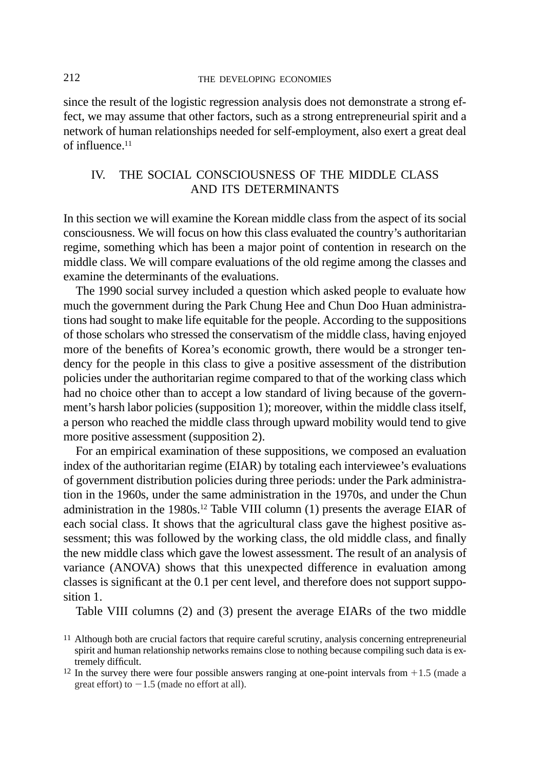since the result of the logistic regression analysis does not demonstrate a strong effect, we may assume that other factors, such as a strong entrepreneurial spirit and a network of human relationships needed for self-employment, also exert a great deal of influence.[11]

## IV. THE SOCIAL CONSCIOUSNESS OF THE MIDDLE CLASS AND ITS DETERMINANTS

In this section we will examine the Korean middle class from the aspect of its social consciousness. We will focus on how this class evaluated the country's authoritarian regime, something which has been a major point of contention in research on the middle class. We will compare evaluations of the old regime among the classes and examine the determinants of the evaluations.

The 1990 social survey included a question which asked people to evaluate how much the government during the Park Chung Hee and Chun Doo Huan administrations had sought to make life equitable for the people. According to the suppositions of those scholars who stressed the conservatism of the middle class, having enjoyed more of the benefits of Korea's economic growth, there would be a stronger tendency for the people in this class to give a positive assessment of the distribution policies under the authoritarian regime compared to that of the working class which had no choice other than to accept a low standard of living because of the government's harsh labor policies (supposition 1); moreover, within the middle class itself, a person who reached the middle class through upward mobility would tend to give more positive assessment (supposition 2).

For an empirical examination of these suppositions, we composed an evaluation index of the authoritarian regime (EIAR) by totaling each interviewee's evaluations of government distribution policies during three periods: under the Park administration in the 1960s, under the same administration in the 1970s, and under the Chun administration in the 1980s.[12] Table VIII column (1) presents the average EIAR of each social class. It shows that the agricultural class gave the highest positive assessment; this was followed by the working class, the old middle class, and finally the new middle class which gave the lowest assessment. The result of an analysis of variance (ANOVA) shows that this unexpected difference in evaluation among classes is significant at the 0.1 per cent level, and therefore does not support supposition 1.

Table VIII columns (2) and (3) present the average EIARs of the two middle

[11] Although both are crucial factors that require careful scrutiny, analysis concerning entrepreneurial spirit and human relationship networks remains close to nothing because compiling such data is extremely difficult.

[12] In the survey there were four possible answers ranging at one-point intervals from $+1.5$ (made a great effort) to $-1.5$ (made no effort at all).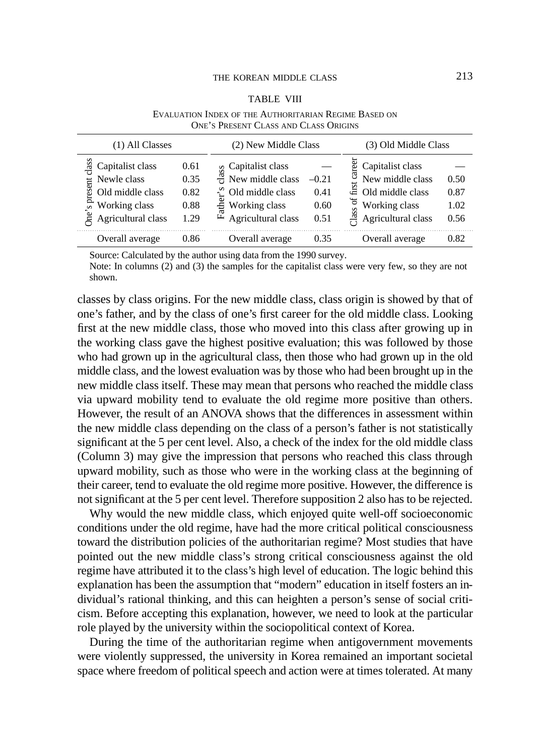TABLE VIII

EVALUATION INDEX OF THE AUTHORITARIAN REGIME BASED ON ONE'S PRESENT CLASS AND CLASS ORIGINS

| (1) All Classes | | | (2) New Middle Class | | | (3) Old Middle Class | | |
|---|---|---|---|---|---|---|---|---|
| One's present class | Capitalist class | 0.61 | Father's class | Capitalist class | — | Class of first career | Capitalist class | — |
| | Newle class | 0.35 | | New middle class | –0.21 | | New middle class | 0.50 |
| | Old middle class | 0.82 | | Old middle class | 0.41 | | Old middle class | 0.87 |
| | Working class | 0.88 | | Working class | 0.60 | | Working class | 1.02 |
| | Agricultural class | 1.29 | | Agricultural class | 0.51 | | Agricultural class | 0.56 |
| | Overall average | 0.86 | | Overall average | 0.35 | | Overall average | 0.82 |

Source: Calculated by the author using data from the 1990 survey.
Note: In columns (2) and (3) the samples for the capitalist class were very few, so they are not shown.

classes by class origins. For the new middle class, class origin is showed by that of one's father, and by the class of one's first career for the old middle class. Looking first at the new middle class, those who moved into this class after growing up in the working class gave the highest positive evaluation; this was followed by those who had grown up in the agricultural class, then those who had grown up in the old middle class, and the lowest evaluation was by those who had been brought up in the new middle class itself. These may mean that persons who reached the middle class via upward mobility tend to evaluate the old regime more positive than others. However, the result of an ANOVA shows that the differences in assessment within the new middle class depending on the class of a person's father is not statistically significant at the 5 per cent level. Also, a check of the index for the old middle class (Column 3) may give the impression that persons who reached this class through upward mobility, such as those who were in the working class at the beginning of their career, tend to evaluate the old regime more positive. However, the difference is not significant at the 5 per cent level. Therefore supposition 2 also has to be rejected.

Why would the new middle class, which enjoyed quite well-off socioeconomic conditions under the old regime, have had the more critical political consciousness toward the distribution policies of the authoritarian regime? Most studies that have pointed out the new middle class's strong critical consciousness against the old regime have attributed it to the class's high level of education. The logic behind this explanation has been the assumption that "modern" education in itself fosters an individual's rational thinking, and this can heighten a person's sense of social criticism. Before accepting this explanation, however, we need to look at the particular role played by the university within the sociopolitical context of Korea.

During the time of the authoritarian regime when antigovernment movements were violently suppressed, the university in Korea remained an important societal space where freedom of political speech and action were at times tolerated. At many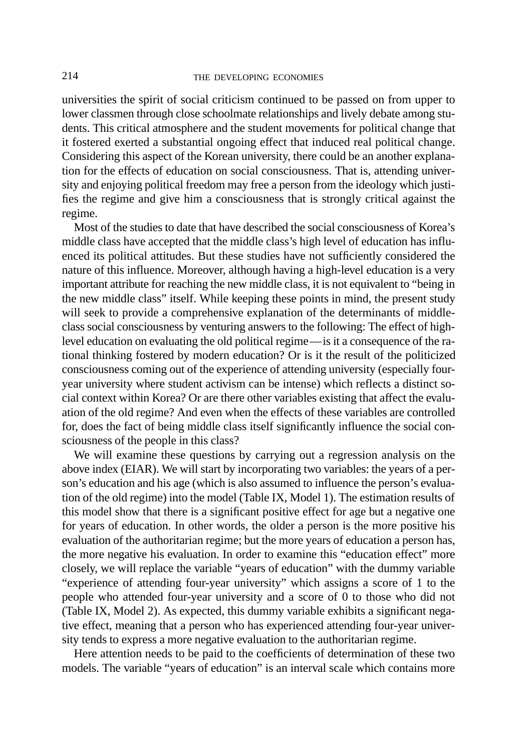universities the spirit of social criticism continued to be passed on from upper to lower classmen through close schoolmate relationships and lively debate among students. This critical atmosphere and the student movements for political change that it fostered exerted a substantial ongoing effect that induced real political change. Considering this aspect of the Korean university, there could be an another explanation for the effects of education on social consciousness. That is, attending university and enjoying political freedom may free a person from the ideology which justifies the regime and give him a consciousness that is strongly critical against the regime.

Most of the studies to date that have described the social consciousness of Korea's middle class have accepted that the middle class's high level of education has influenced its political attitudes. But these studies have not sufficiently considered the nature of this influence. Moreover, although having a high-level education is a very important attribute for reaching the new middle class, it is not equivalent to "being in the new middle class" itself. While keeping these points in mind, the present study will seek to provide a comprehensive explanation of the determinants of middle-class social consciousness by venturing answers to the following: The effect of high-level education on evaluating the old political regime—is it a consequence of the rational thinking fostered by modern education? Or is it the result of the politicized consciousness coming out of the experience of attending university (especially four-year university where student activism can be intense) which reflects a distinct social context within Korea? Or are there other variables existing that affect the evaluation of the old regime? And even when the effects of these variables are controlled for, does the fact of being middle class itself significantly influence the social consciousness of the people in this class?

We will examine these questions by carrying out a regression analysis on the above index (EIAR). We will start by incorporating two variables: the years of a person's education and his age (which is also assumed to influence the person's evaluation of the old regime) into the model (Table IX, Model 1). The estimation results of this model show that there is a significant positive effect for age but a negative one for years of education. In other words, the older a person is the more positive his evaluation of the authoritarian regime; but the more years of education a person has, the more negative his evaluation. In order to examine this "education effect" more closely, we will replace the variable "years of education" with the dummy variable "experience of attending four-year university" which assigns a score of 1 to the people who attended four-year university and a score of 0 to those who did not (Table IX, Model 2). As expected, this dummy variable exhibits a significant negative effect, meaning that a person who has experienced attending four-year university tends to express a more negative evaluation to the authoritarian regime.

Here attention needs to be paid to the coefficients of determination of these two models. The variable "years of education" is an interval scale which contains more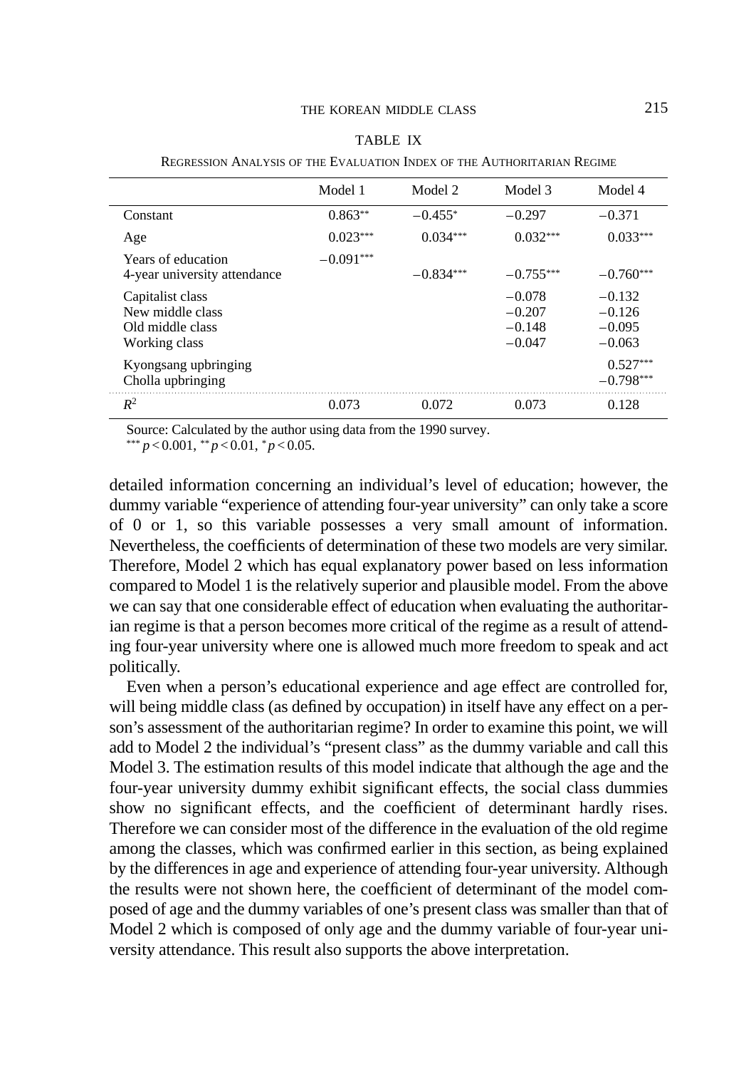TABLE IX

Regression Analysis of the Evaluation Index of the Authoritarian Regime

| | Model 1 | Model 2 | Model 3 | Model 4 |
|---|---|---|---|---|
| Constant | 0.863** | −0.455* | −0.297 | −0.371 |
| Age | 0.023*** | 0.034*** | 0.032*** | 0.033*** |
| Years of education | −0.091*** | | | |
| 4-year university attendance | | −0.834*** | −0.755*** | −0.760*** |
| Capitalist class | | | −0.078 | −0.132 |
| New middle class | | | −0.207 | −0.126 |
| Old middle class | | | −0.148 | −0.095 |
| Working class | | | −0.047 | −0.063 |
| Kyongsang upbringing | | | | 0.527*** |
| Cholla upbringing | | | | −0.798*** |
| $R^2$ | 0.073 | 0.072 | 0.073 | 0.128 |

Source: Calculated by the author using data from the 1990 survey.
*** $p < 0.001$, ** $p < 0.01$, * $p < 0.05$.

detailed information concerning an individual's level of education; however, the dummy variable "experience of attending four-year university" can only take a score of 0 or 1, so this variable possesses a very small amount of information. Nevertheless, the coefficients of determination of these two models are very similar. Therefore, Model 2 which has equal explanatory power based on less information compared to Model 1 is the relatively superior and plausible model. From the above we can say that one considerable effect of education when evaluating the authoritarian regime is that a person becomes more critical of the regime as a result of attending four-year university where one is allowed much more freedom to speak and act politically.

Even when a person's educational experience and age effect are controlled for, will being middle class (as defined by occupation) in itself have any effect on a person's assessment of the authoritarian regime? In order to examine this point, we will add to Model 2 the individual's "present class" as the dummy variable and call this Model 3. The estimation results of this model indicate that although the age and the four-year university dummy exhibit significant effects, the social class dummies show no significant effects, and the coefficient of determinant hardly rises. Therefore we can consider most of the difference in the evaluation of the old regime among the classes, which was confirmed earlier in this section, as being explained by the differences in age and experience of attending four-year university. Although the results were not shown here, the coefficient of determinant of the model composed of age and the dummy variables of one's present class was smaller than that of Model 2 which is composed of only age and the dummy variable of four-year university attendance. This result also supports the above interpretation.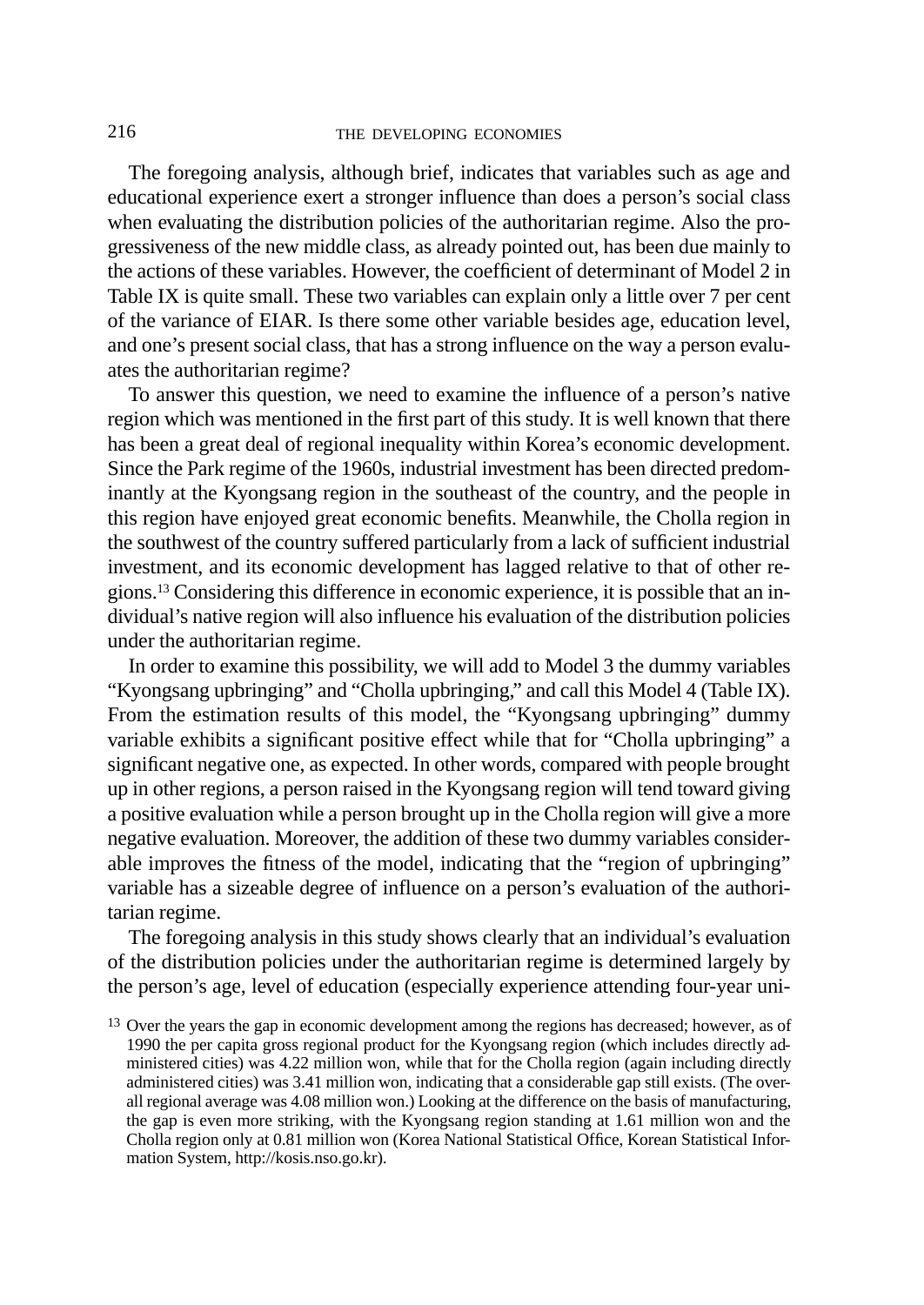The foregoing analysis, although brief, indicates that variables such as age and educational experience exert a stronger influence than does a person's social class when evaluating the distribution policies of the authoritarian regime. Also the progressiveness of the new middle class, as already pointed out, has been due mainly to the actions of these variables. However, the coefficient of determinant of Model 2 in Table IX is quite small. These two variables can explain only a little over 7 per cent of the variance of EIAR. Is there some other variable besides age, education level, and one's present social class, that has a strong influence on the way a person evaluates the authoritarian regime?

To answer this question, we need to examine the influence of a person's native region which was mentioned in the first part of this study. It is well known that there has been a great deal of regional inequality within Korea's economic development. Since the Park regime of the 1960s, industrial investment has been directed predominantly at the Kyongsang region in the southeast of the country, and the people in this region have enjoyed great economic benefits. Meanwhile, the Cholla region in the southwest of the country suffered particularly from a lack of sufficient industrial investment, and its economic development has lagged relative to that of other regions.[13] Considering this difference in economic experience, it is possible that an individual's native region will also influence his evaluation of the distribution policies under the authoritarian regime.

In order to examine this possibility, we will add to Model 3 the dummy variables "Kyongsang upbringing" and "Cholla upbringing," and call this Model 4 (Table IX). From the estimation results of this model, the "Kyongsang upbringing" dummy variable exhibits a significant positive effect while that for "Cholla upbringing" a significant negative one, as expected. In other words, compared with people brought up in other regions, a person raised in the Kyongsang region will tend toward giving a positive evaluation while a person brought up in the Cholla region will give a more negative evaluation. Moreover, the addition of these two dummy variables considerable improves the fitness of the model, indicating that the "region of upbringing" variable has a sizeable degree of influence on a person's evaluation of the authoritarian regime.

The foregoing analysis in this study shows clearly that an individual's evaluation of the distribution policies under the authoritarian regime is determined largely by the person's age, level of education (especially experience attending four-year uni-

[13] Over the years the gap in economic development among the regions has decreased; however, as of 1990 the per capita gross regional product for the Kyongsang region (which includes directly administered cities) was 4.22 million won, while that for the Cholla region (again including directly administered cities) was 3.41 million won, indicating that a considerable gap still exists. (The overall regional average was 4.08 million won.) Looking at the difference on the basis of manufacturing, the gap is even more striking, with the Kyongsang region standing at 1.61 million won and the Cholla region only at 0.81 million won (Korea National Statistical Office, Korean Statistical Information System, http://kosis.nso.go.kr).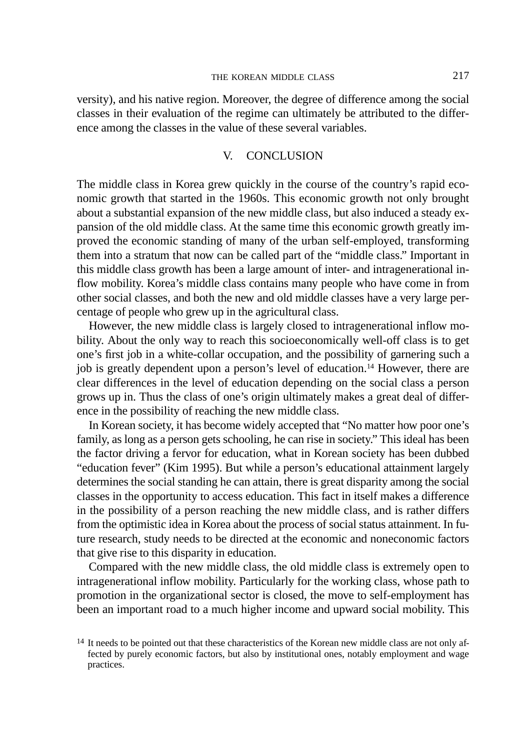versity), and his native region. Moreover, the degree of difference among the social classes in their evaluation of the regime can ultimately be attributed to the difference among the classes in the value of these several variables.

## V. CONCLUSION

The middle class in Korea grew quickly in the course of the country's rapid economic growth that started in the 1960s. This economic growth not only brought about a substantial expansion of the new middle class, but also induced a steady expansion of the old middle class. At the same time this economic growth greatly improved the economic standing of many of the urban self-employed, transforming them into a stratum that now can be called part of the "middle class." Important in this middle class growth has been a large amount of inter- and intragenerational inflow mobility. Korea's middle class contains many people who have come in from other social classes, and both the new and old middle classes have a very large percentage of people who grew up in the agricultural class.

However, the new middle class is largely closed to intragenerational inflow mobility. About the only way to reach this socioeconomically well-off class is to get one's first job in a white-collar occupation, and the possibility of garnering such a job is greatly dependent upon a person's level of education.[14] However, there are clear differences in the level of education depending on the social class a person grows up in. Thus the class of one's origin ultimately makes a great deal of difference in the possibility of reaching the new middle class.

In Korean society, it has become widely accepted that "No matter how poor one's family, as long as a person gets schooling, he can rise in society." This ideal has been the factor driving a fervor for education, what in Korean society has been dubbed "education fever" (Kim 1995). But while a person's educational attainment largely determines the social standing he can attain, there is great disparity among the social classes in the opportunity to access education. This fact in itself makes a difference in the possibility of a person reaching the new middle class, and is rather differs from the optimistic idea in Korea about the process of social status attainment. In future research, study needs to be directed at the economic and noneconomic factors that give rise to this disparity in education.

Compared with the new middle class, the old middle class is extremely open to intragenerational inflow mobility. Particularly for the working class, whose path to promotion in the organizational sector is closed, the move to self-employment has been an important road to a much higher income and upward social mobility. This

[14] It needs to be pointed out that these characteristics of the Korean new middle class are not only affected by purely economic factors, but also by institutional ones, notably employment and wage practices.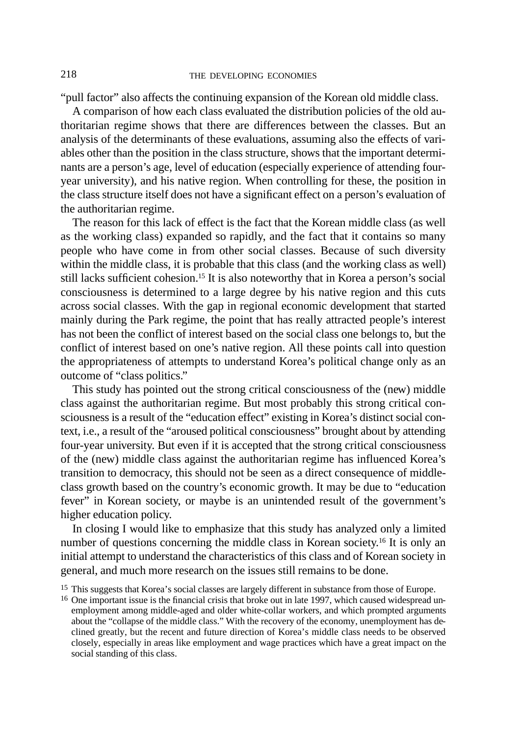"pull factor" also affects the continuing expansion of the Korean old middle class.

A comparison of how each class evaluated the distribution policies of the old authoritarian regime shows that there are differences between the classes. But an analysis of the determinants of these evaluations, assuming also the effects of variables other than the position in the class structure, shows that the important determinants are a person's age, level of education (especially experience of attending four-year university), and his native region. When controlling for these, the position in the class structure itself does not have a significant effect on a person's evaluation of the authoritarian regime.

The reason for this lack of effect is the fact that the Korean middle class (as well as the working class) expanded so rapidly, and the fact that it contains so many people who have come in from other social classes. Because of such diversity within the middle class, it is probable that this class (and the working class as well) still lacks sufficient cohesion.[15] It is also noteworthy that in Korea a person's social consciousness is determined to a large degree by his native region and this cuts across social classes. With the gap in regional economic development that started mainly during the Park regime, the point that has really attracted people's interest has not been the conflict of interest based on the social class one belongs to, but the conflict of interest based on one's native region. All these points call into question the appropriateness of attempts to understand Korea's political change only as an outcome of "class politics."

This study has pointed out the strong critical consciousness of the (new) middle class against the authoritarian regime. But most probably this strong critical consciousness is a result of the "education effect" existing in Korea's distinct social context, i.e., a result of the "aroused political consciousness" brought about by attending four-year university. But even if it is accepted that the strong critical consciousness of the (new) middle class against the authoritarian regime has influenced Korea's transition to democracy, this should not be seen as a direct consequence of middle-class growth based on the country's economic growth. It may be due to "education fever" in Korean society, or maybe is an unintended result of the government's higher education policy.

In closing I would like to emphasize that this study has analyzed only a limited number of questions concerning the middle class in Korean society.[16] It is only an initial attempt to understand the characteristics of this class and of Korean society in general, and much more research on the issues still remains to be done.

[15] This suggests that Korea's social classes are largely different in substance from those of Europe.

[16] One important issue is the financial crisis that broke out in late 1997, which caused widespread unemployment among middle-aged and older white-collar workers, and which prompted arguments about the "collapse of the middle class." With the recovery of the economy, unemployment has declined greatly, but the recent and future direction of Korea's middle class needs to be observed closely, especially in areas like employment and wage practices which have a great impact on the social standing of this class.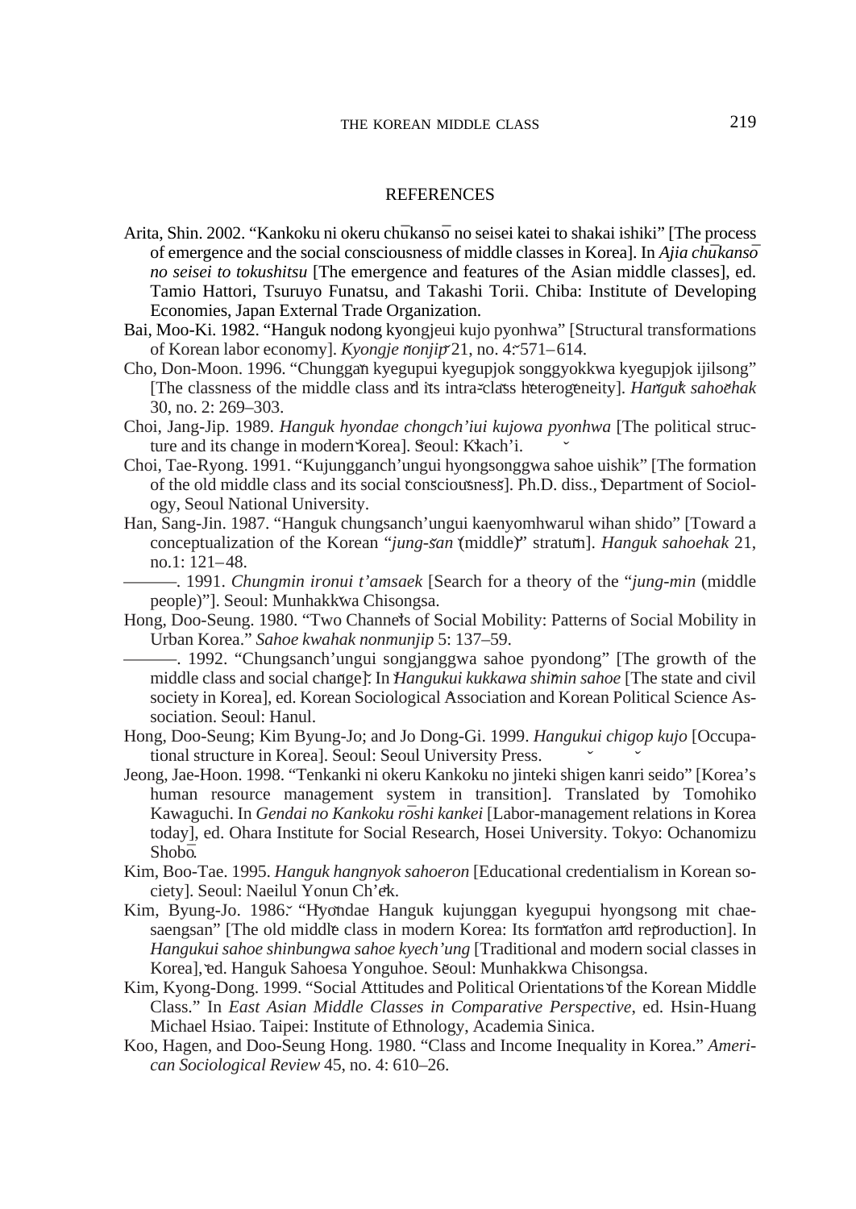## REFERENCES

Arita, Shin. 2002. "Kankoku ni okeru chūkansō no seisei katei to shakai ishiki" [The process of emergence and the social consciousness of middle classes in Korea]. In *Ajia chūkansō no seisei to tokushitsu* [The emergence and features of the Asian middle classes], ed. Tamio Hattori, Tsuruyo Funatsu, and Takashi Torii. Chiba: Institute of Developing Economies, Japan External Trade Organization.

Bai, Moo-Ki. 1982. "Hanguk nodong kyongjeui kujo pyonhwa" [Structural transformations of Korean labor economy]. *Kyongje nonjip* 21, no. 4: 571–614.

Cho, Don-Moon. 1996. "Chunggan kyegupui kyegupjok songgyokkwa kyegupjok ijilsong" [The classness of the middle class and its intra-class heterogeneity]. *Hanguk sahoehak* 30, no. 2: 269–303.

Choi, Jang-Jip. 1989. *Hanguk hyondae chongch'iui kujowa pyonhwa* [The political structure and its change in modern Korea]. Seoul: Kkach'i.

Choi, Tae-Ryong. 1991. "Kujungganch'ungui hyongsonggwa sahoe uishik" [The formation of the old middle class and its social consciousness]. Ph.D. diss., Department of Sociology, Seoul National University.

Han, Sang-Jin. 1987. "Hanguk chungsanch'ungui kaenyomhwarul wihan shido" [Toward a conceptualization of the Korean "*jung-san* (middle)" stratum]. *Hanguk sahoehak* 21, no.1: 121–48.

———. 1991. *Chungmin ironui t'amsaek* [Search for a theory of the "*jung-min* (middle people)"]. Seoul: Munhakkwa Chisongsa.

Hong, Doo-Seung. 1980. "Two Channels of Social Mobility: Patterns of Social Mobility in Urban Korea." *Sahoe kwahak nonmunjip* 5: 137–59.

———. 1992. "Chungsanch'ungui songjanggwa sahoe pyondong" [The growth of the middle class and social change]. In *Hangukui kukkawa shimin sahoe* [The state and civil society in Korea], ed. Korean Sociological Association and Korean Political Science Association. Seoul: Hanul.

Hong, Doo-Seung; Kim Byung-Jo; and Jo Dong-Gi. 1999. *Hangukui chigop kujo* [Occupational structure in Korea]. Seoul: Seoul University Press.

Jeong, Jae-Hoon. 1998. "Tenkanki ni okeru Kankoku no jinteki shigen kanri seido" [Korea's human resource management system in transition]. Translated by Tomohiko Kawaguchi. In *Gendai no Kankoku rōshi kankei* [Labor-management relations in Korea today], ed. Ohara Institute for Social Research, Hosei University. Tokyo: Ochanomizu Shobō.

Kim, Boo-Tae. 1995. *Hanguk hangnyok sahoeron* [Educational credentialism in Korean society]. Seoul: Naeilul Yonun Ch'aek.

Kim, Byung-Jo. 1986. "Hyondae Hanguk kujunggan kyegupui hyongsong mit chaesaengsan" [The old middle class in modern Korea: Its formation and reproduction]. In *Hangukui sahoe shinbungwa sahoe kyech'ung* [Traditional and modern social classes in Korea], ed. Hanguk Sahoesa Yonguhoe. Seoul: Munhakkwa Chisongsa.

Kim, Kyong-Dong. 1999. "Social Attitudes and Political Orientations of the Korean Middle Class." In *East Asian Middle Classes in Comparative Perspective*, ed. Hsin-Huang Michael Hsiao. Taipei: Institute of Ethnology, Academia Sinica.

Koo, Hagen, and Doo-Seung Hong. 1980. "Class and Income Inequality in Korea." *American Sociological Review* 45, no. 4: 610–26.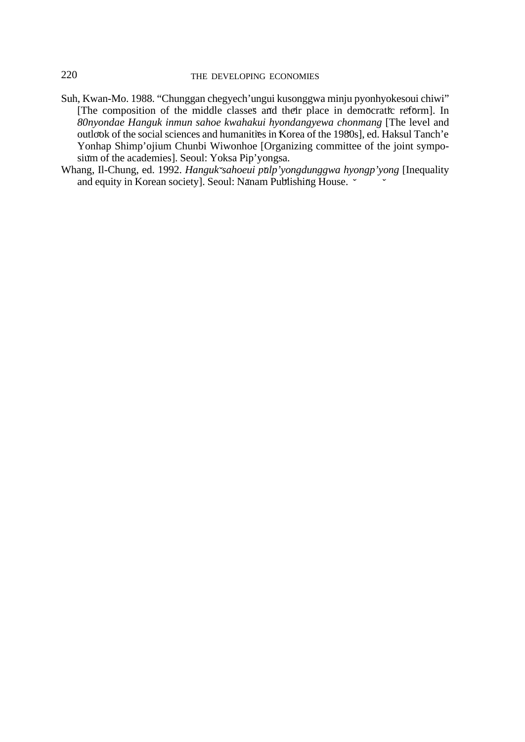Suh, Kwan-Mo. 1988. "Chunggan chegyech'ungui kusonggwa minju pyonhyokesoui chiwi" [The composition of the middle classes and their place in democratic reform]. In *80nyondae Hanguk inmun sahoe kwahakui hyondangyewa chonmang* [The level and outlook of the social sciences and humanities in Korea of the 1980s], ed. Haksul Tanch'e Yonhap Shimp'ojium Chunbi Wiwonhoe [Organizing committee of the joint symposium of the academies]. Seoul: Yoksa Pip'yongsa.

Whang, Il-Chung, ed. 1992. *Hanguk sahoeui pulp'yongdunggwa hyongp'yong* [Inequality and equity in Korean society]. Seoul: Nanam Publishing House.